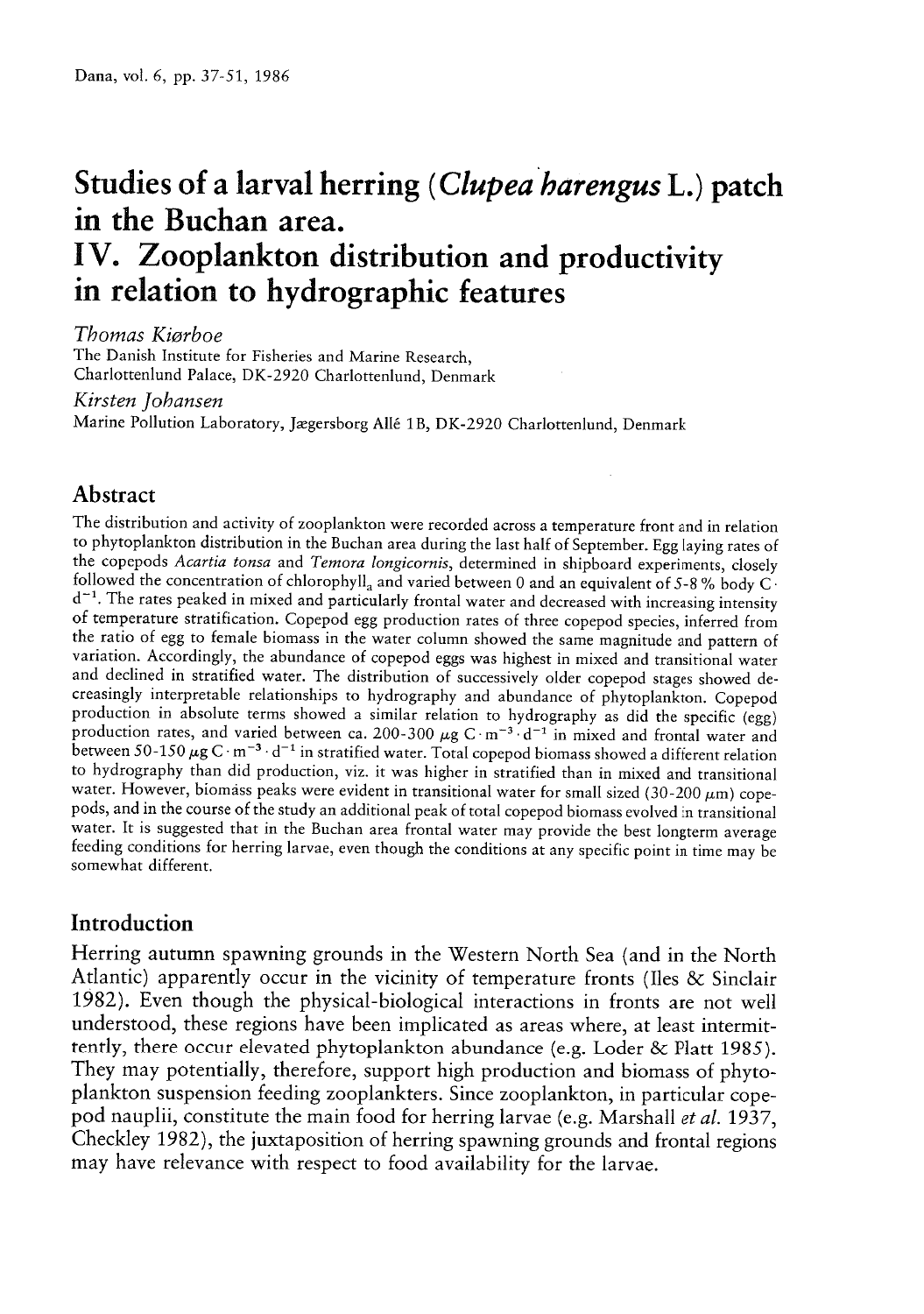# Studies of a larval herring (*Clupea harengus* L.) patch in the Buchan area.

# IV. Zooplankton distribution and productivity in relation to hydrographic features

*Thomas Kiørboe*
The Danish Institute for Fisheries and Marine Research, Charlottenlund Palace, DK-2920 Charlottenlund, Denmark

*Kirsten Johansen*
Marine Pollution Laboratory, Jægersborg Allé 1B, DK-2920 Charlottenlund, Denmark

## Abstract

The distribution and activity of zooplankton were recorded across a temperature front and in relation to phytoplankton distribution in the Buchan area during the last half of September. Egg laying rates of the copepods *Acartia tonsa* and *Temora longicornis*, determined in shipboard experiments, closely followed the concentration of chlorophyll$_a$ and varied between 0 and an equivalent of 5-8 % body C · d$^{-1}$. The rates peaked in mixed and particularly frontal water and decreased with increasing intensity of temperature stratification. Copepod egg production rates of three copepod species, inferred from the ratio of egg to female biomass in the water column showed the same magnitude and pattern of variation. Accordingly, the abundance of copepod eggs was highest in mixed and transitional water and declined in stratified water. The distribution of successively older copepod stages showed decreasingly interpretable relationships to hydrography and abundance of phytoplankton. Copepod production in absolute terms showed a similar relation to hydrography as did the specific (egg) production rates, and varied between ca. 200-300 μg C · m$^{-3}$ · d$^{-1}$ in mixed and frontal water and between 50-150 μg C · m$^{-3}$ · d$^{-1}$ in stratified water. Total copepod biomass showed a different relation to hydrography than did production, viz. it was higher in stratified than in mixed and transitional water. However, biomass peaks were evident in transitional water for small sized (30-200 μm) copepods, and in the course of the study an additional peak of total copepod biomass evolved in transitional water. It is suggested that in the Buchan area frontal water may provide the best longterm average feeding conditions for herring larvae, even though the conditions at any specific point in time may be somewhat different.

## Introduction

Herring autumn spawning grounds in the Western North Sea (and in the North Atlantic) apparently occur in the vicinity of temperature fronts (Iles & Sinclair 1982). Even though the physical-biological interactions in fronts are not well understood, these regions have been implicated as areas where, at least intermittently, there occur elevated phytoplankton abundance (e.g. Loder & Platt 1985). They may potentially, therefore, support high production and biomass of phytoplankton suspension feeding zooplankters. Since zooplankton, in particular copepod nauplii, constitute the main food for herring larvae (e.g. Marshall *et al.* 1937, Checkley 1982), the juxtaposition of herring spawning grounds and frontal regions may have relevance with respect to food availability for the larvae.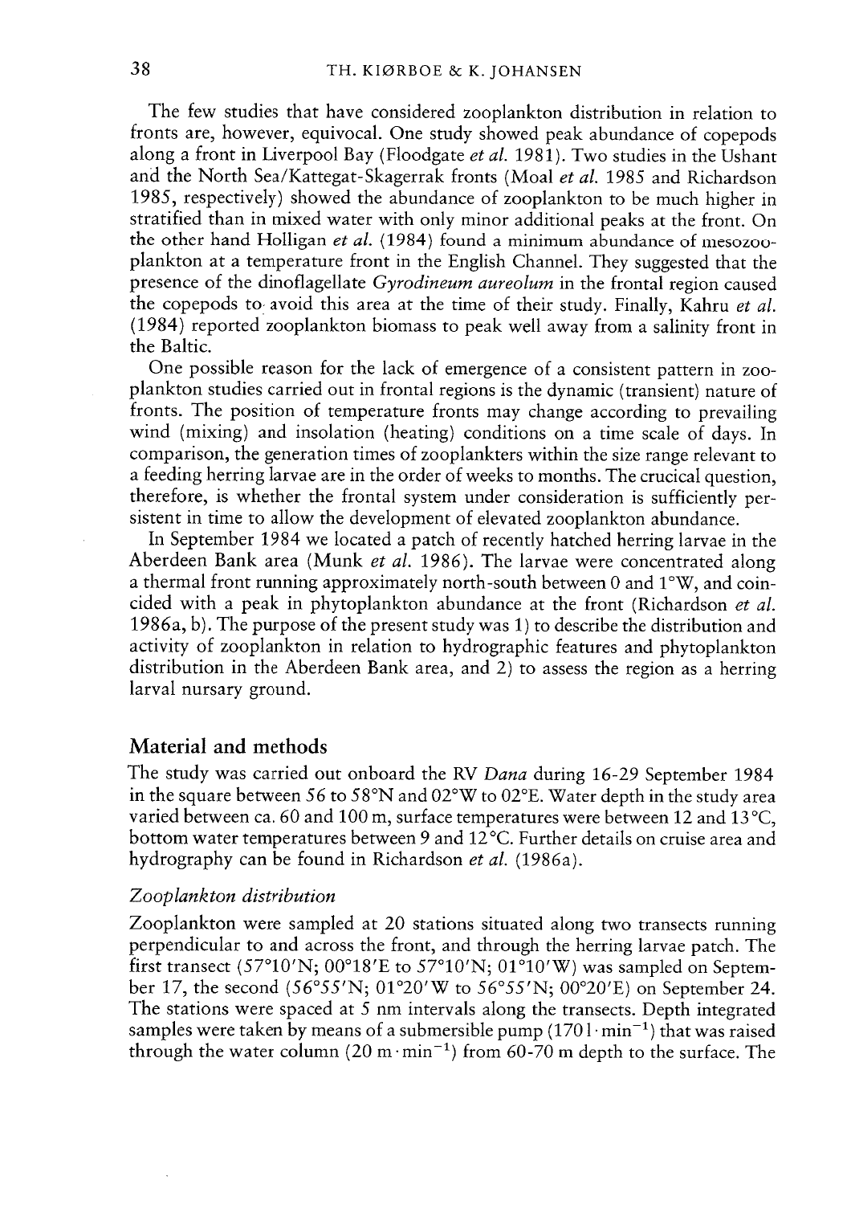The few studies that have considered zooplankton distribution in relation to fronts are, however, equivocal. One study showed peak abundance of copepods along a front in Liverpool Bay (Floodgate *et al.* 1981). Two studies in the Ushant and the North Sea/Kattegat-Skagerrak fronts (Moal *et al.* 1985 and Richardson 1985, respectively) showed the abundance of zooplankton to be much higher in stratified than in mixed water with only minor additional peaks at the front. On the other hand Holligan *et al.* (1984) found a minimum abundance of mesozooplankton at a temperature front in the English Channel. They suggested that the presence of the dinoflagellate *Gyrodineum aureolum* in the frontal region caused the copepods to avoid this area at the time of their study. Finally, Kahru *et al.* (1984) reported zooplankton biomass to peak well away from a salinity front in the Baltic.

One possible reason for the lack of emergence of a consistent pattern in zooplankton studies carried out in frontal regions is the dynamic (transient) nature of fronts. The position of temperature fronts may change according to prevailing wind (mixing) and insolation (heating) conditions on a time scale of days. In comparison, the generation times of zooplankters within the size range relevant to a feeding herring larvae are in the order of weeks to months. The crucical question, therefore, is whether the frontal system under consideration is sufficiently persistent in time to allow the development of elevated zooplankton abundance.

In September 1984 we located a patch of recently hatched herring larvae in the Aberdeen Bank area (Munk *et al.* 1986). The larvae were concentrated along a thermal front running approximately north-south between 0 and 1°W, and coincided with a peak in phytoplankton abundance at the front (Richardson *et al.* 1986a, b). The purpose of the present study was 1) to describe the distribution and activity of zooplankton in relation to hydrographic features and phytoplankton distribution in the Aberdeen Bank area, and 2) to assess the region as a herring larval nursery ground.

## Material and methods

The study was carried out onboard the RV *Dana* during 16-29 September 1984 in the square between 56 to 58°N and 02°W to 02°E. Water depth in the study area varied between ca. 60 and 100 m, surface temperatures were between 12 and 13 °C, bottom water temperatures between 9 and 12 °C. Further details on cruise area and hydrography can be found in Richardson *et al.* (1986a).

### *Zooplankton distribution*

Zooplankton were sampled at 20 stations situated along two transects running perpendicular to and across the front, and through the herring larvae patch. The first transect (57°10′N; 00°18′E to 57°10′N; 01°10′W) was sampled on September 17, the second (56°55′N; 01°20′W to 56°55′N; 00°20′E) on September 24. The stations were spaced at 5 nm intervals along the transects. Depth integrated samples were taken by means of a submersible pump ($170\,\mathrm{l \cdot min^{-1}}$) that was raised through the water column ($20\,\mathrm{m \cdot min^{-1}}$) from 60-70 m depth to the surface. The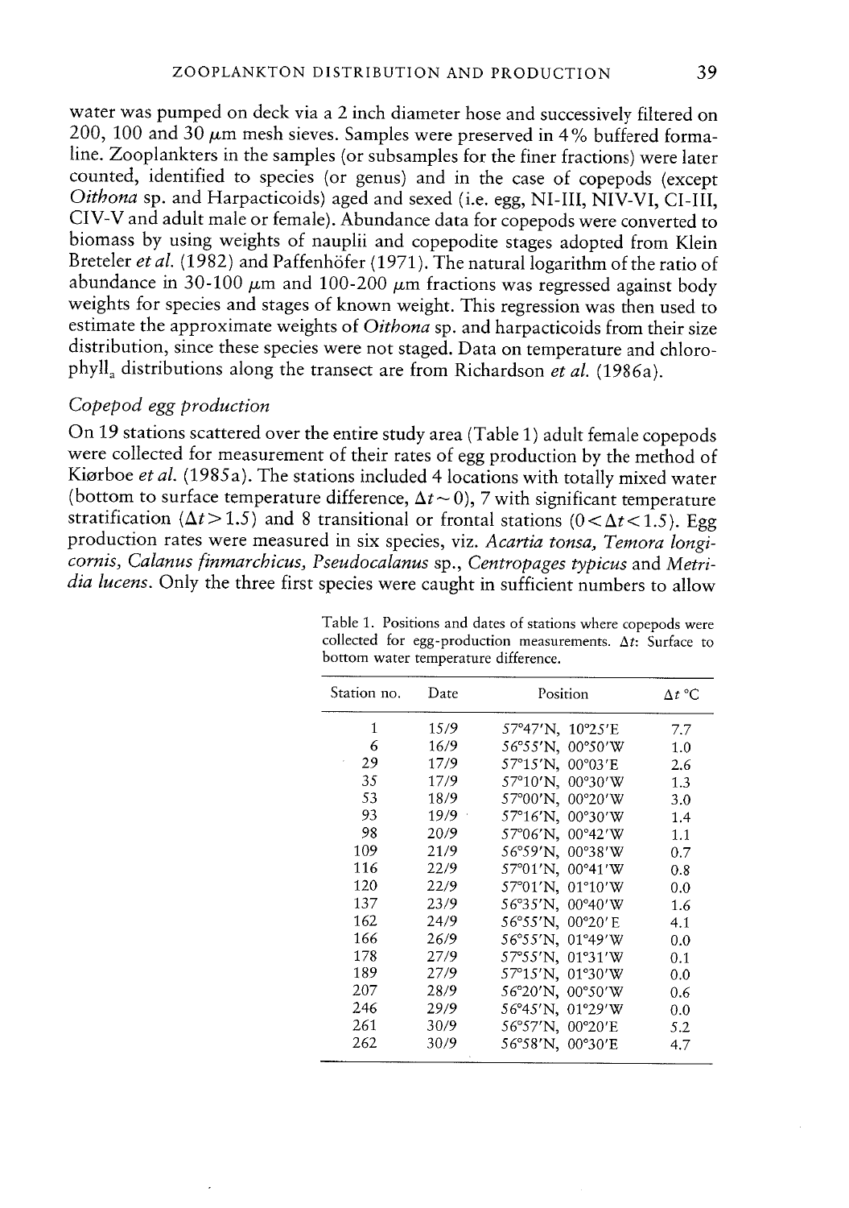water was pumped on deck via a 2 inch diameter hose and successively filtered on 200, 100 and 30 $\mu$m mesh sieves. Samples were preserved in 4% buffered formaline. Zooplankters in the samples (or subsamples for the finer fractions) were later counted, identified to species (or genus) and in the case of copepods (except *Oithona* sp. and Harpacticoids) aged and sexed (i.e. egg, NI-III, NIV-VI, CI-III, CIV-V and adult male or female). Abundance data for copepods were converted to biomass by using weights of nauplii and copepodite stages adopted from Klein Breteler *et al.* (1982) and Paffenhöfer (1971). The natural logarithm of the ratio of abundance in 30-100 $\mu$m and 100-200 $\mu$m fractions was regressed against body weights for species and stages of known weight. This regression was then used to estimate the approximate weights of *Oithona* sp. and harpacticoids from their size distribution, since these species were not staged. Data on temperature and chlorophyll$_a$ distributions along the transect are from Richardson *et al.* (1986a).

## *Copepod egg production*

On 19 stations scattered over the entire study area (Table 1) adult female copepods were collected for measurement of their rates of egg production by the method of Kiørboe *et al.* (1985a). The stations included 4 locations with totally mixed water (bottom to surface temperature difference, $\Delta t \sim 0$), 7 with significant temperature stratification ($\Delta t > 1.5$) and 8 transitional or frontal stations ($0 < \Delta t < 1.5$). Egg production rates were measured in six species, viz. *Acartia tonsa*, *Temora longicornis*, *Calanus finmarchicus*, *Pseudocalanus* sp., *Centropages typicus* and *Metridia lucens*. Only the three first species were caught in sufficient numbers to allow

Table 1. Positions and dates of stations where copepods were collected for egg-production measurements. $\Delta t$: Surface to bottom water temperature difference.

| Station no. | Date | Position | $\Delta t$ °C |
|---|---|---|---|
| 1 | 15/9 | 57°47'N, 10°25'E | 7.7 |
| 6 | 16/9 | 56°55'N, 00°50'W | 1.0 |
| 29 | 17/9 | 57°15'N, 00°03'E | 2.6 |
| 35 | 17/9 | 57°10'N, 00°30'W | 1.3 |
| 53 | 18/9 | 57°00'N, 00°20'W | 3.0 |
| 93 | 19/9 | 57°16'N, 00°30'W | 1.4 |
| 98 | 20/9 | 57°06'N, 00°42'W | 1.1 |
| 109 | 21/9 | 56°59'N, 00°38'W | 0.7 |
| 116 | 22/9 | 57°01'N, 00°41'W | 0.8 |
| 120 | 22/9 | 57°01'N, 01°10'W | 0.0 |
| 137 | 23/9 | 56°35'N, 00°40'W | 1.6 |
| 162 | 24/9 | 56°55'N, 00°20'E | 4.1 |
| 166 | 26/9 | 56°55'N, 01°49'W | 0.0 |
| 178 | 27/9 | 57°55'N, 01°31'W | 0.1 |
| 189 | 27/9 | 57°15'N, 01°30'W | 0.0 |
| 207 | 28/9 | 56°20'N, 00°50'W | 0.6 |
| 246 | 29/9 | 56°45'N, 01°29'W | 0.0 |
| 261 | 30/9 | 56°57'N, 00°20'E | 5.2 |
| 262 | 30/9 | 56°58'N, 00°30'E | 4.7 |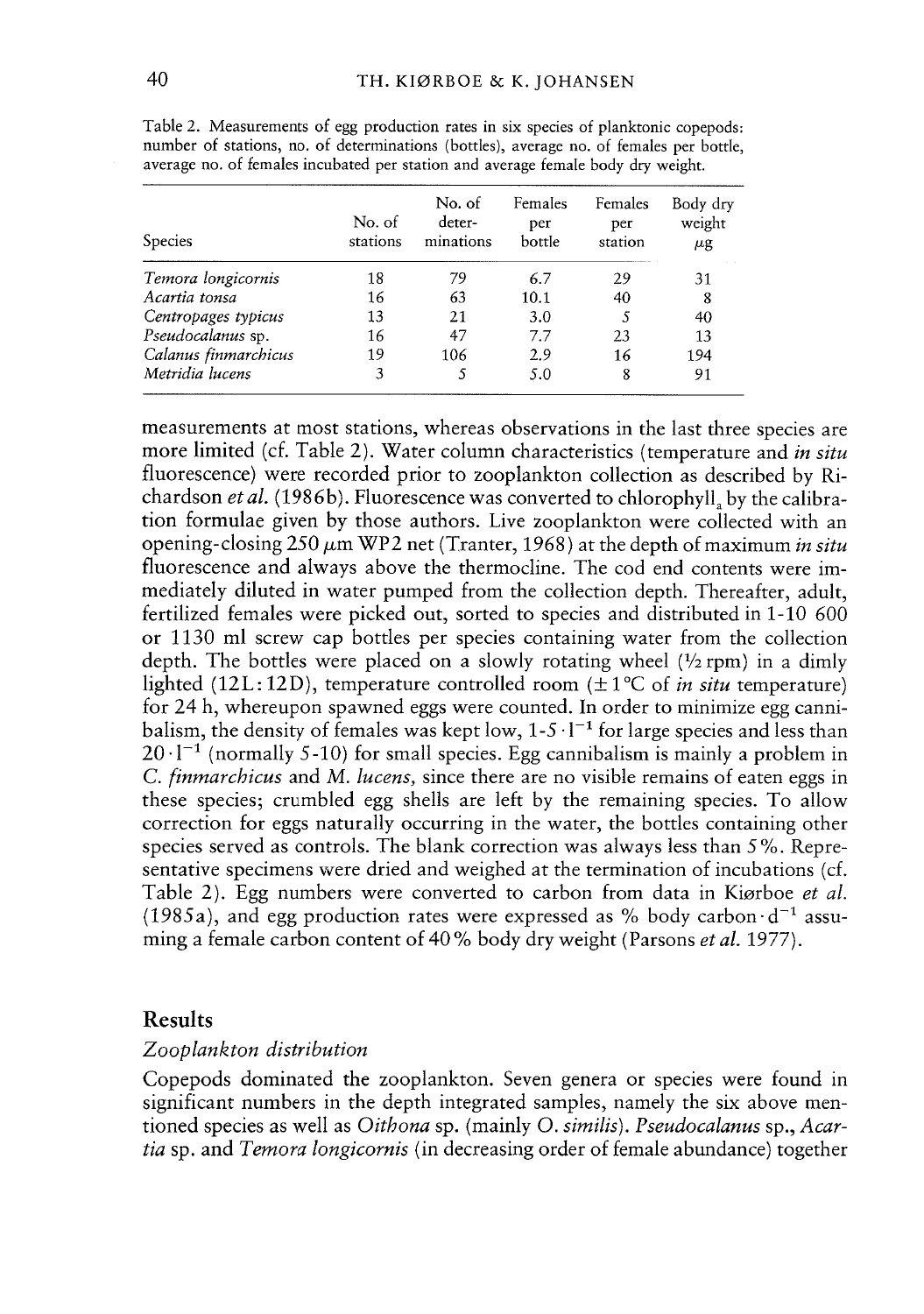Table 2. Measurements of egg production rates in six species of planktonic copepods: number of stations, no. of determinations (bottles), average no. of females per bottle, average no. of females incubated per station and average female body dry weight.

| Species | No. of stations | No. of determinations | Females per bottle | Females per station | Body dry weight µg |
|---|---|---|---|---|---|
| *Temora longicornis* | 18 | 79 | 6.7 | 29 | 31 |
| *Acartia tonsa* | 16 | 63 | 10.1 | 40 | 8 |
| *Centropages typicus* | 13 | 21 | 3.0 | 5 | 40 |
| *Pseudocalanus* sp. | 16 | 47 | 7.7 | 23 | 13 |
| *Calanus finmarchicus* | 19 | 106 | 2.9 | 16 | 194 |
| *Metridia lucens* | 3 | 5 | 5.0 | 8 | 91 |

measurements at most stations, whereas observations in the last three species are more limited (cf. Table 2). Water column characteristics (temperature and *in situ* fluorescence) were recorded prior to zooplankton collection as described by Richardson *et al.* (1986b). Fluorescence was converted to chlorophyll$_a$ by the calibration formulae given by those authors. Live zooplankton were collected with an opening-closing 250 µm WP2 net (Tranter, 1968) at the depth of maximum *in situ* fluorescence and always above the thermocline. The cod end contents were immediately diluted in water pumped from the collection depth. Thereafter, adult, fertilized females were picked out, sorted to species and distributed in 1-10 600 or 1130 ml screw cap bottles per species containing water from the collection depth. The bottles were placed on a slowly rotating wheel (½ rpm) in a dimly lighted (12L:12D), temperature controlled room (±1°C of *in situ* temperature) for 24 h, whereupon spawned eggs were counted. In order to minimize egg cannibalism, the density of females was kept low, $1\text{-}5 \cdot l^{-1}$ for large species and less than $20 \cdot l^{-1}$ (normally 5-10) for small species. Egg cannibalism is mainly a problem in *C. finmarchicus* and *M. lucens,* since there are no visible remains of eaten eggs in these species; crumbled egg shells are left by the remaining species. To allow correction for eggs naturally occurring in the water, the bottles containing other species served as controls. The blank correction was always less than 5%. Representative specimens were dried and weighed at the termination of incubations (cf. Table 2). Egg numbers were converted to carbon from data in Kiørboe *et al.* (1985a), and egg production rates were expressed as % body carbon$\cdot d^{-1}$ assuming a female carbon content of 40% body dry weight (Parsons *et al.* 1977).

## Results

### *Zooplankton distribution*

Copepods dominated the zooplankton. Seven genera or species were found in significant numbers in the depth integrated samples, namely the six above mentioned species as well as *Oithona* sp. (mainly *O. similis*). *Pseudocalanus* sp., *Acartia* sp. and *Temora longicornis* (in decreasing order of female abundance) together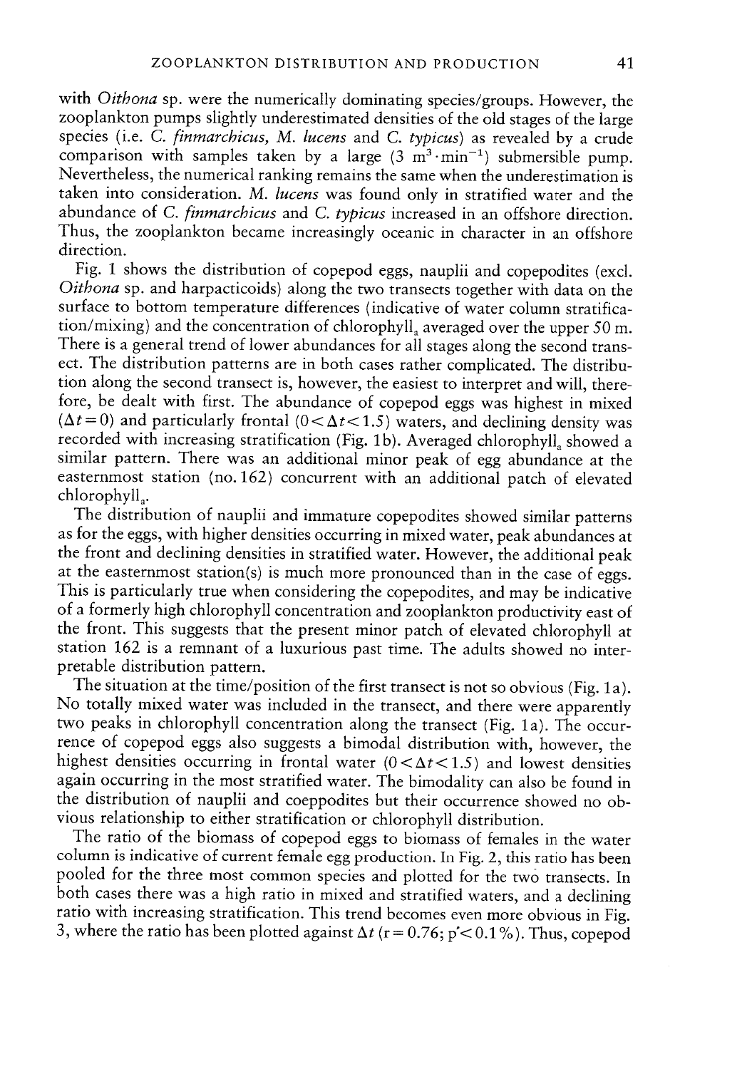with *Oithona* sp. were the numerically dominating species/groups. However, the zooplankton pumps slightly underestimated densities of the old stages of the large species (i.e. *C. finmarchicus, M. lucens* and *C. typicus*) as revealed by a crude comparison with samples taken by a large ($3\ m^3 \cdot min^{-1}$) submersible pump. Nevertheless, the numerical ranking remains the same when the underestimation is taken into consideration. *M. lucens* was found only in stratified water and the abundance of *C. finmarchicus* and *C. typicus* increased in an offshore direction. Thus, the zooplankton became increasingly oceanic in character in an offshore direction.

Fig. 1 shows the distribution of copepod eggs, nauplii and copepodites (excl. *Oithona* sp. and harpacticoids) along the two transects together with data on the surface to bottom temperature differences (indicative of water column stratification/mixing) and the concentration of $chlorophyll_a$ averaged over the upper 50 m. There is a general trend of lower abundances for all stages along the second transect. The distribution patterns are in both cases rather complicated. The distribution along the second transect is, however, the easiest to interpret and will, therefore, be dealt with first. The abundance of copepod eggs was highest in mixed ($\Delta t = 0$) and particularly frontal ($0 < \Delta t < 1.5$) waters, and declining density was recorded with increasing stratification (Fig. 1b). Averaged $chlorophyll_a$ showed a similar pattern. There was an additional minor peak of egg abundance at the easternmost station (no. 162) concurrent with an additional patch of elevated $chlorophyll_a$.

The distribution of nauplii and immature copepodites showed similar patterns as for the eggs, with higher densities occurring in mixed water, peak abundances at the front and declining densities in stratified water. However, the additional peak at the easternmost station(s) is much more pronounced than in the case of eggs. This is particularly true when considering the copepodites, and may be indicative of a formerly high chlorophyll concentration and zooplankton productivity east of the front. This suggests that the present minor patch of elevated chlorophyll at station 162 is a remnant of a luxurious past time. The adults showed no interpretable distribution pattern.

The situation at the time/position of the first transect is not so obvious (Fig. 1a). No totally mixed water was included in the transect, and there were apparently two peaks in chlorophyll concentration along the transect (Fig. 1a). The occurrence of copepod eggs also suggests a bimodal distribution with, however, the highest densities occurring in frontal water ($0 < \Delta t < 1.5$) and lowest densities again occurring in the most stratified water. The bimodality can also be found in the distribution of nauplii and coeppodites but their occurrence showed no obvious relationship to either stratification or chlorophyll distribution.

The ratio of the biomass of copepod eggs to biomass of females in the water column is indicative of current female egg production. In Fig. 2, this ratio has been pooled for the three most common species and plotted for the two transects. In both cases there was a high ratio in mixed and stratified waters, and a declining ratio with increasing stratification. This trend becomes even more obvious in Fig. 3, where the ratio has been plotted against $\Delta t$ ($r = 0.76$; $p < 0.1\%$). Thus, copepod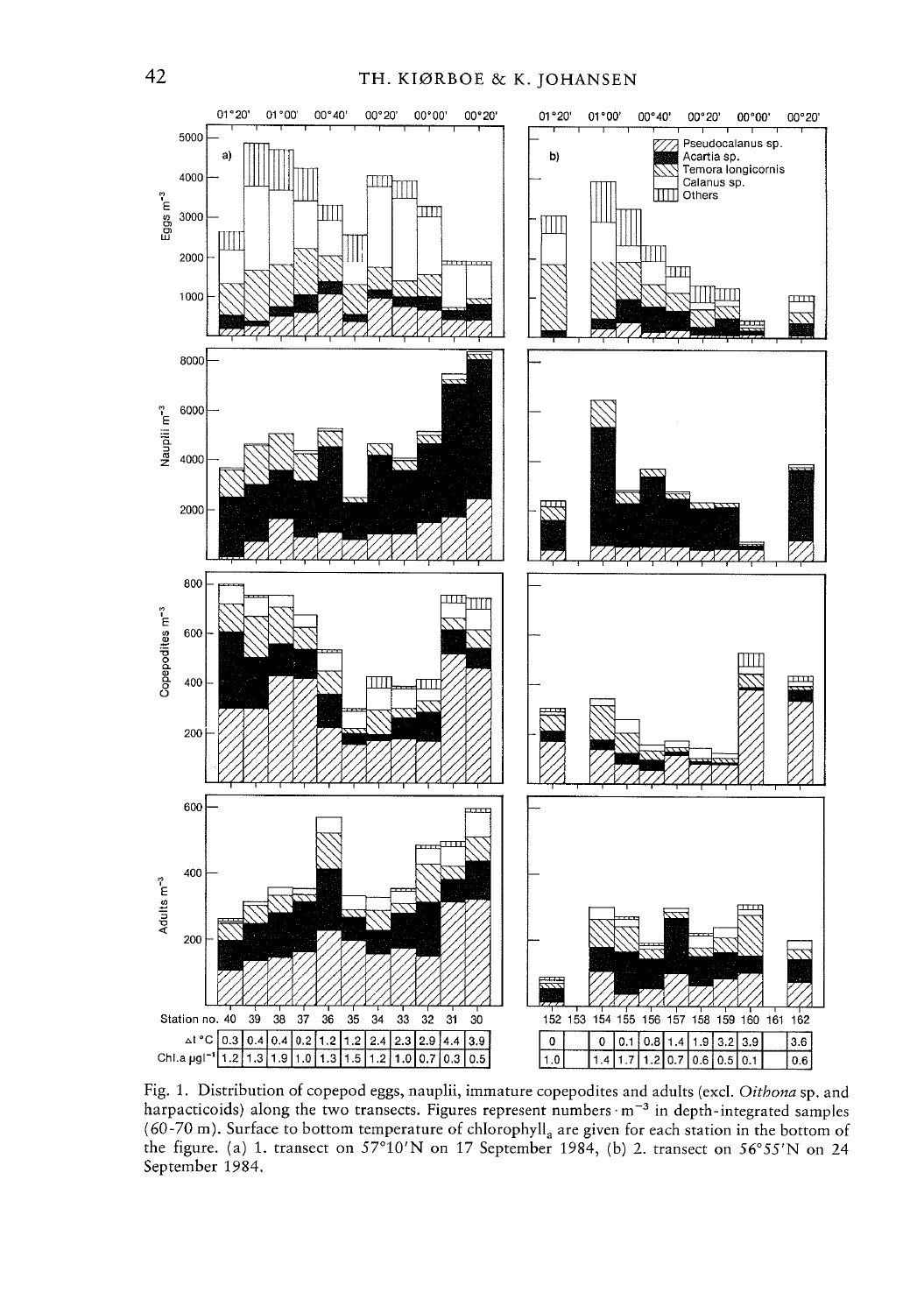Fig. 1. Distribution of copepod eggs, nauplii, immature copepodites and adults (excl. *Oithona* sp. and harpacticoids) along the two transects. Figures represent numbers · m$^{-3}$ in depth-integrated samples (60–70 m). Surface to bottom temperature of chlorophyll$_a$ are given for each station in the bottom of the figure. (a) 1. transect on 57°10′N on 17 September 1984, (b) 2. transect on 56°55′N on 24 September 1984.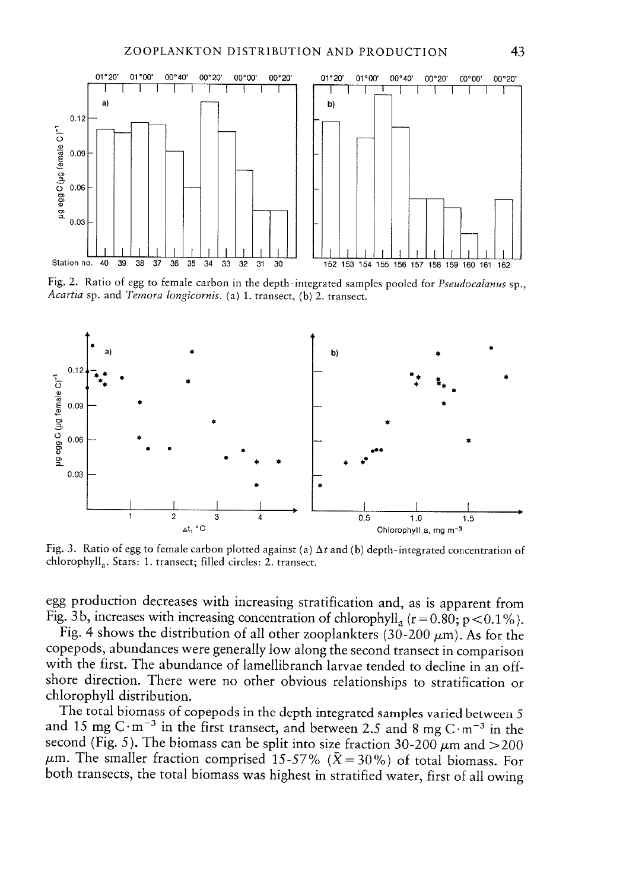Fig. 2. Ratio of egg to female carbon in the depth-integrated samples pooled for *Pseudocalanus* sp., *Acartia* sp. and *Temora longicornis*. (a) 1. transect, (b) 2. transect.

Fig. 3. Ratio of egg to female carbon plotted against (a) $\Delta t$ and (b) depth-integrated concentration of chlorophyll$_a$. Stars: 1. transect; filled circles: 2. transect.

egg production decreases with increasing stratification and, as is apparent from Fig. 3b, increases with increasing concentration of chlorophyll$_a$ ($r = 0.80$; $p < 0.1\%$).

Fig. 4 shows the distribution of all other zooplankters (30-200 $\mu$m). As for the copepods, abundances were generally low along the second transect in comparison with the first. The abundance of lamellibranch larvae tended to decline in an offshore direction. There were no other obvious relationships to stratification or chlorophyll distribution.

The total biomass of copepods in the depth integrated samples varied between 5 and 15 mg $C \cdot m^{-3}$ in the first transect, and between 2.5 and 8 mg $C \cdot m^{-3}$ in the second (Fig. 5). The biomass can be split into size fraction 30-200 $\mu$m and >200 $\mu$m. The smaller fraction comprised 15-57% ($\bar{X} = 30\%$) of total biomass. For both transects, the total biomass was highest in stratified water, first of all owing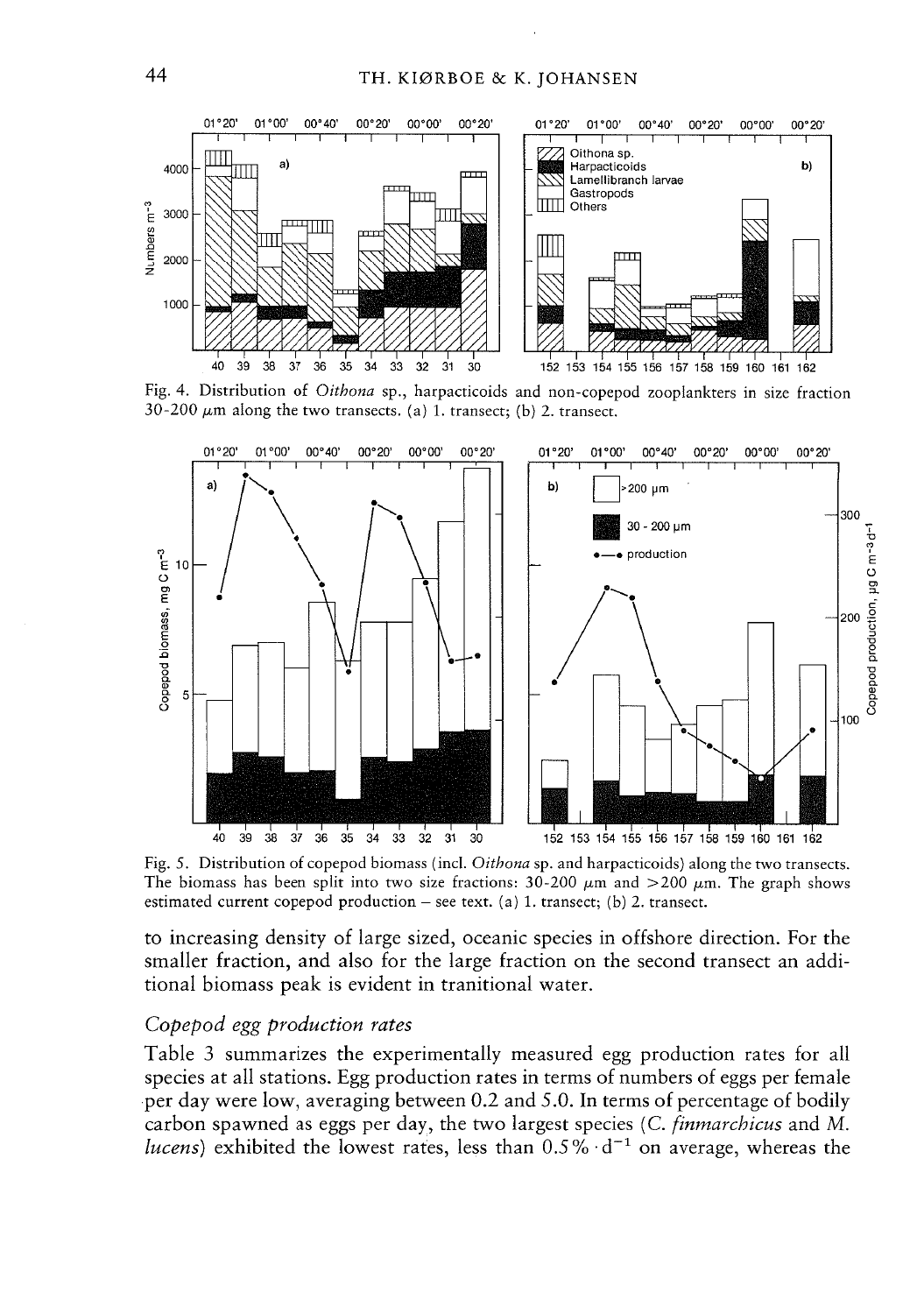Fig. 4. Distribution of *Oithona* sp., harpacticoids and non-copepod zooplankters in size fraction 30-200 $\mu$m along the two transects. (a) 1. transect; (b) 2. transect.

Fig. 5. Distribution of copepod biomass (incl. *Oithona* sp. and harpacticoids) along the two transects. The biomass has been split into two size fractions: 30-200 $\mu$m and >200 $\mu$m. The graph shows estimated current copepod production – see text. (a) 1. transect; (b) 2. transect.

to increasing density of large sized, oceanic species in offshore direction. For the smaller fraction, and also for the large fraction on the second transect an additional biomass peak is evident in tranitional water.

### *Copepod egg production rates*

Table 3 summarizes the experimentally measured egg production rates for all species at all stations. Egg production rates in terms of numbers of eggs per female per day were low, averaging between 0.2 and 5.0. In terms of percentage of bodily carbon spawned as eggs per day, the two largest species (*C. finmarchicus* and *M. lucens*) exhibited the lowest rates, less than $0.5\% \cdot d^{-1}$ on average, whereas the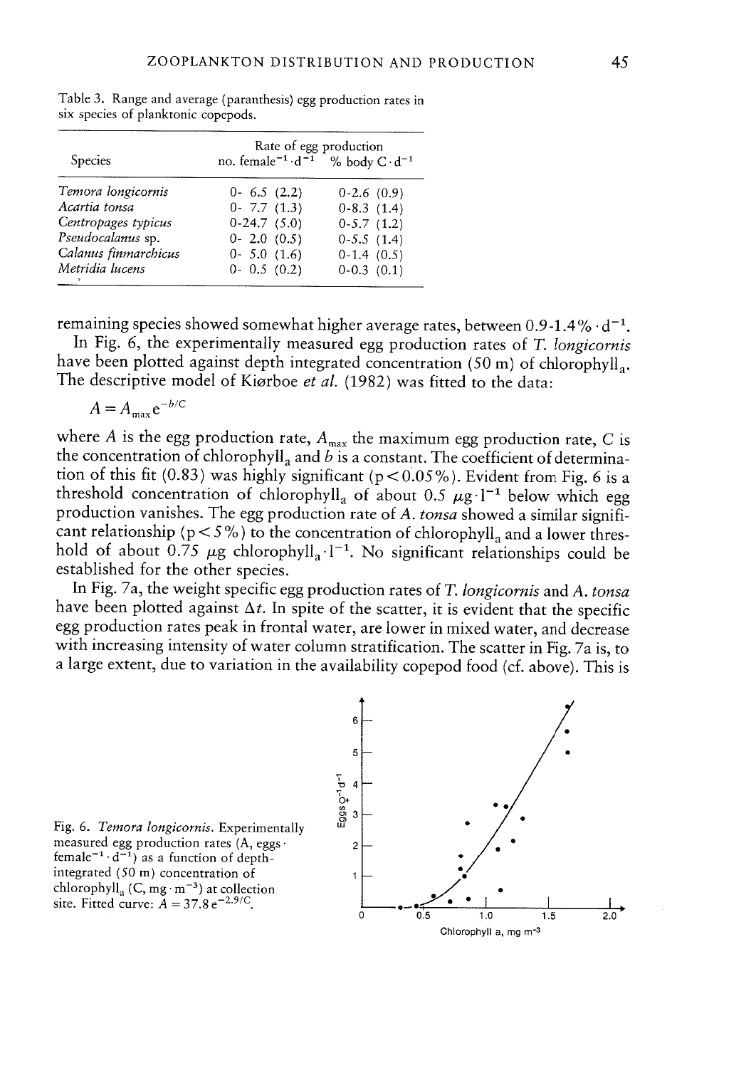Table 3. Range and average (paranthesis) egg production rates in six species of planktonic copepods.

| Species | Rate of egg production | |
|---|---|---|
| | no. female$^{-1}$ · d$^{-1}$ | % body C · d$^{-1}$ |
| *Temora longicornis* | 0- 6.5 (2.2) | 0-2.6 (0.9) |
| *Acartia tonsa* | 0- 7.7 (1.3) | 0-8.3 (1.4) |
| *Centropages typicus* | 0-24.7 (5.0) | 0-5.7 (1.2) |
| *Pseudocalanus* sp. | 0- 2.0 (0.5) | 0-5.5 (1.4) |
| *Calanus finmarchicus* | 0- 5.0 (1.6) | 0-1.4 (0.5) |
| *Metridia lucens* | 0- 0.5 (0.2) | 0-0.3 (0.1) |

remaining species showed somewhat higher average rates, between 0.9-1.4% · d$^{-1}$.

In Fig. 6, the experimentally measured egg production rates of *T. longicornis* have been plotted against depth integrated concentration (50 m) of chlorophyll$_a$. The descriptive model of Kiørboe *et al.* (1982) was fitted to the data:

$$A = A_{max} e^{-b/C}$$

where $A$ is the egg production rate, $A_{max}$ the maximum egg production rate, $C$ is the concentration of chlorophyll$_a$ and $b$ is a constant. The coefficient of determination of this fit (0.83) was highly significant ($p < 0.05\%$). Evident from Fig. 6 is a threshold concentration of chlorophyll$_a$ of about 0.5 $\mu$g · l$^{-1}$ below which egg production vanishes. The egg production rate of *A. tonsa* showed a similar significant relationship ($p < 5\%$) to the concentration of chlorophyll$_a$ and a lower threshold of about 0.75 $\mu$g chlorophyll$_a$ · l$^{-1}$. No significant relationships could be established for the other species.

In Fig. 7a, the weight specific egg production rates of *T. longicornis* and *A. tonsa* have been plotted against $\Delta t$. In spite of the scatter, it is evident that the specific egg production rates peak in frontal water, are lower in mixed water, and decrease with increasing intensity of water column stratification. The scatter in Fig. 7a is, to a large extent, due to variation in the availability copepod food (cf. above). This is

Fig. 6. *Temora longicornis.* Experimentally measured egg production rates (A, eggs · female$^{-1}$ · d$^{-1}$) as a function of depth-integrated (50 m) concentration of chlorophyll$_a$ (C, mg · m$^{-3}$) at collection site. Fitted curve: $A = 37.8\,e^{-2.9/C}$.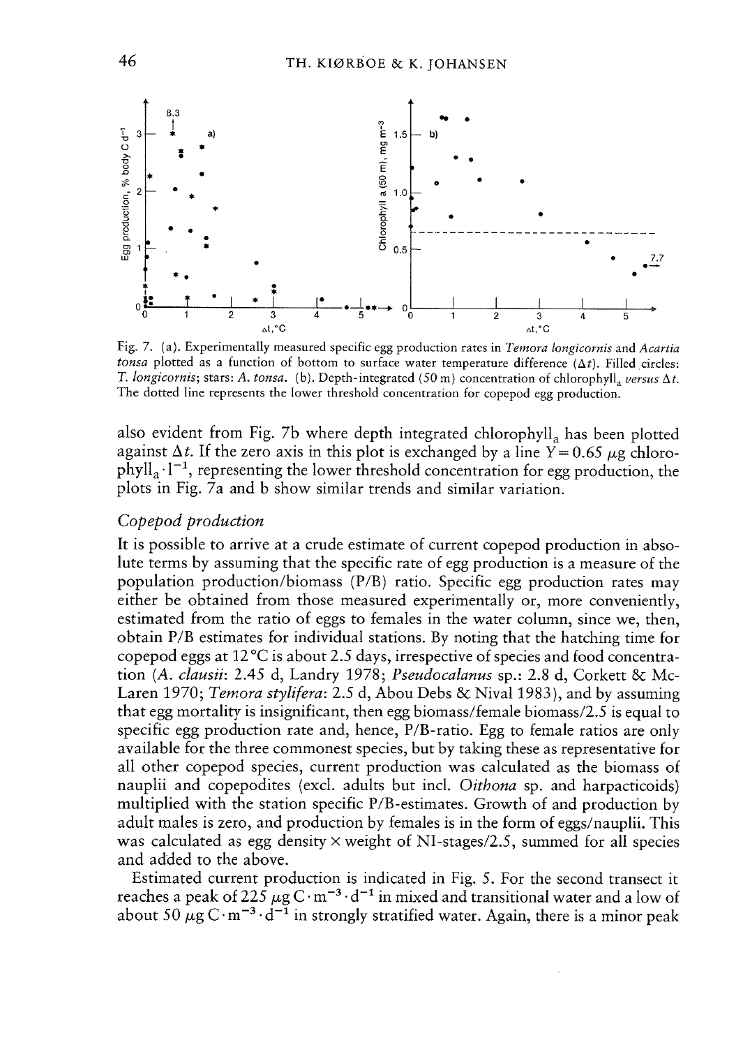Fig. 7. (a). Experimentally measured specific egg production rates in *Temora longicornis* and *Acartia tonsa* plotted as a function of bottom to surface water temperature difference ($\Delta t$). Filled circles: *T. longicornis*; stars: *A. tonsa*. (b). Depth-integrated (50 m) concentration of chlorophyll$_a$ *versus* $\Delta t$. The dotted line represents the lower threshold concentration for copepod egg production.

also evident from Fig. 7b where depth integrated chlorophyll$_a$ has been plotted against $\Delta t$. If the zero axis in this plot is exchanged by a line $Y = 0.65$ $\mu$g chlorophyll$_a \cdot l^{-1}$, representing the lower threshold concentration for egg production, the plots in Fig. 7a and b show similar trends and similar variation.

### *Copepod production*

It is possible to arrive at a crude estimate of current copepod production in absolute terms by assuming that the specific rate of egg production is a measure of the population production/biomass (P/B) ratio. Specific egg production rates may either be obtained from those measured experimentally or, more conveniently, estimated from the ratio of eggs to females in the water column, since we, then, obtain P/B estimates for individual stations. By noting that the hatching time for copepod eggs at 12 °C is about 2.5 days, irrespective of species and food concentration (*A. clausii*: 2.45 d, Landry 1978; *Pseudocalanus* sp.: 2.8 d, Corkett & McLaren 1970; *Temora stylifera*: 2.5 d, Abou Debs & Nival 1983), and by assuming that egg mortality is insignificant, then egg biomass/female biomass/2.5 is equal to specific egg production rate and, hence, P/B-ratio. Egg to female ratios are only available for the three commonest species, but by taking these as representative for all other copepod species, current production was calculated as the biomass of nauplii and copepodites (excl. adults but incl. *Oithona* sp. and harpacticoids) multiplied with the station specific P/B-estimates. Growth of and production by adult males is zero, and production by females is in the form of eggs/nauplii. This was calculated as egg density × weight of NI-stages/2.5, summed for all species and added to the above.

Estimated current production is indicated in Fig. 5. For the second transect it reaches a peak of 225 $\mu$g C $\cdot$ m$^{-3} \cdot$ d$^{-1}$ in mixed and transitional water and a low of about 50 $\mu$g C $\cdot$ m$^{-3} \cdot$ d$^{-1}$ in strongly stratified water. Again, there is a minor peak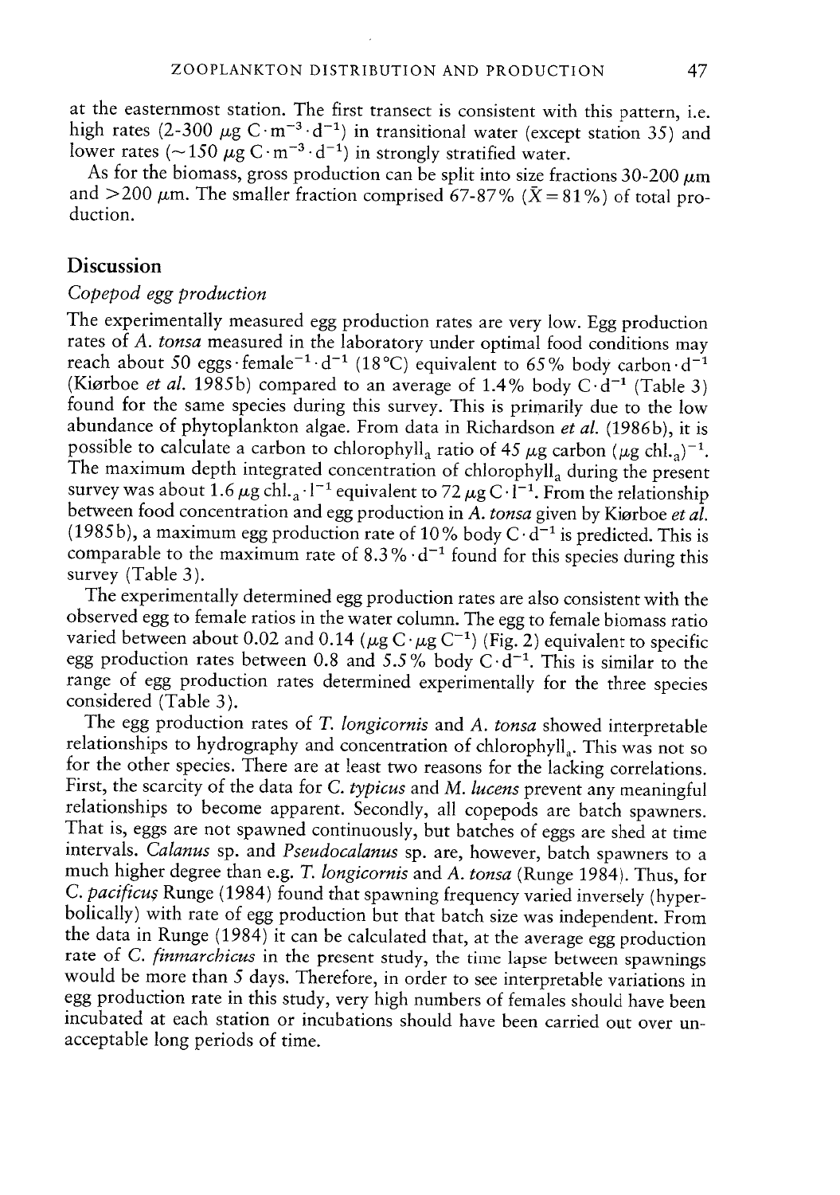at the easternmost station. The first transect is consistent with this pattern, i.e. high rates (2-300 $\mu g\ C \cdot m^{-3} \cdot d^{-1}$) in transitional water (except station 35) and lower rates ($\sim 150\ \mu g\ C \cdot m^{-3} \cdot d^{-1}$) in strongly stratified water.

As for the biomass, gross production can be split into size fractions 30-200 $\mu m$ and >200 $\mu m$. The smaller fraction comprised 67-87% ($\bar{X} = 81\%$) of total production.

## Discussion

### *Copepod egg production*

The experimentally measured egg production rates are very low. Egg production rates of *A. tonsa* measured in the laboratory under optimal food conditions may reach about 50 eggs $\cdot$ female$^{-1} \cdot d^{-1}$ (18°C) equivalent to 65% body carbon $\cdot d^{-1}$ (Kiørboe *et al.* 1985b) compared to an average of 1.4% body $C \cdot d^{-1}$ (Table 3) found for the same species during this survey. This is primarily due to the low abundance of phytoplankton algae. From data in Richardson *et al.* (1986b), it is possible to calculate a carbon to chlorophyll$_a$ ratio of 45 $\mu g$ carbon ($\mu g$ chl.$_a$)$^{-1}$. The maximum depth integrated concentration of chlorophyll$_a$ during the present survey was about 1.6 $\mu g$ chl.$_a \cdot l^{-1}$ equivalent to 72 $\mu g\ C \cdot l^{-1}$. From the relationship between food concentration and egg production in *A. tonsa* given by Kiørboe *et al.* (1985b), a maximum egg production rate of 10% body $C \cdot d^{-1}$ is predicted. This is comparable to the maximum rate of 8.3% $\cdot d^{-1}$ found for this species during this survey (Table 3).

The experimentally determined egg production rates are also consistent with the observed egg to female ratios in the water column. The egg to female biomass ratio varied between about 0.02 and 0.14 ($\mu g\ C \cdot \mu g\ C^{-1}$) (Fig. 2) equivalent to specific egg production rates between 0.8 and 5.5% body $C \cdot d^{-1}$. This is similar to the range of egg production rates determined experimentally for the three species considered (Table 3).

The egg production rates of *T. longicornis* and *A. tonsa* showed interpretable relationships to hydrography and concentration of chlorophyll$_a$. This was not so for the other species. There are at least two reasons for the lacking correlations. First, the scarcity of the data for *C. typicus* and *M. lucens* prevent any meaningful relationships to become apparent. Secondly, all copepods are batch spawners. That is, eggs are not spawned continuously, but batches of eggs are shed at time intervals. *Calanus* sp. and *Pseudocalanus* sp. are, however, batch spawners to a much higher degree than e.g. *T. longicornis* and *A. tonsa* (Runge 1984). Thus, for *C. pacificus* Runge (1984) found that spawning frequency varied inversely (hyperbolically) with rate of egg production but that batch size was independent. From the data in Runge (1984) it can be calculated that, at the average egg production rate of *C. finmarchicus* in the present study, the time lapse between spawnings would be more than 5 days. Therefore, in order to see interpretable variations in egg production rate in this study, very high numbers of females should have been incubated at each station or incubations should have been carried out over unacceptable long periods of time.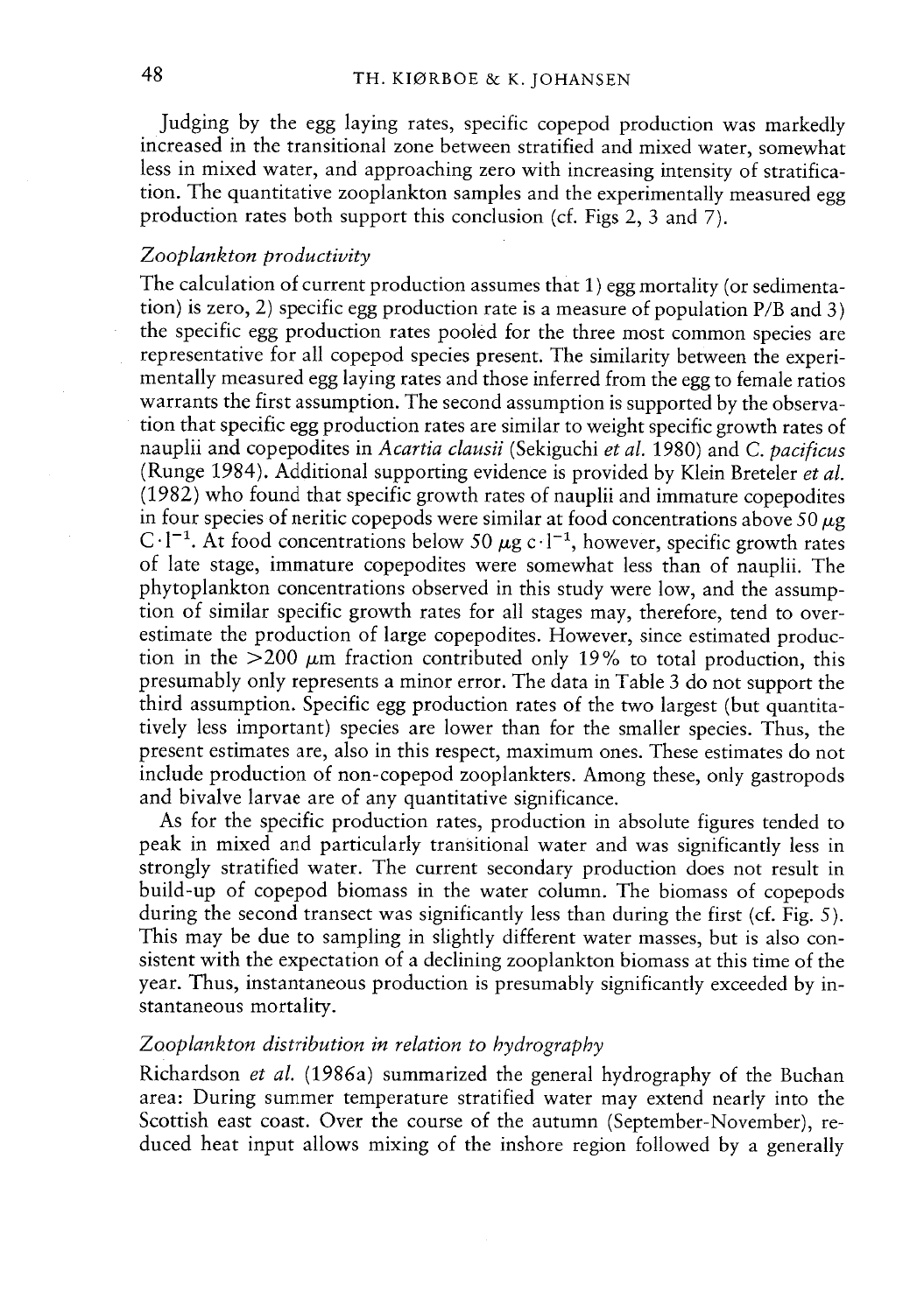Judging by the egg laying rates, specific copepod production was markedly increased in the transitional zone between stratified and mixed water, somewhat less in mixed water, and approaching zero with increasing intensity of stratification. The quantitative zooplankton samples and the experimentally measured egg production rates both support this conclusion (cf. Figs 2, 3 and 7).

### *Zooplankton productivity*

The calculation of current production assumes that 1) egg mortality (or sedimentation) is zero, 2) specific egg production rate is a measure of population P/B and 3) the specific egg production rates pooled for the three most common species are representative for all copepod species present. The similarity between the experimentally measured egg laying rates and those inferred from the egg to female ratios warrants the first assumption. The second assumption is supported by the observation that specific egg production rates are similar to weight specific growth rates of nauplii and copepodites in *Acartia clausii* (Sekiguchi *et al.* 1980) and *C. pacificus* (Runge 1984). Additional supporting evidence is provided by Klein Breteler *et al.* (1982) who found that specific growth rates of nauplii and immature copepodites in four species of neritic copepods were similar at food concentrations above 50 $\mu g$ $C \cdot l^{-1}$. At food concentrations below 50 $\mu g$ $c \cdot l^{-1}$, however, specific growth rates of late stage, immature copepodites were somewhat less than of nauplii. The phytoplankton concentrations observed in this study were low, and the assumption of similar specific growth rates for all stages may, therefore, tend to overestimate the production of large copepodites. However, since estimated production in the $>200$ $\mu m$ fraction contributed only 19% to total production, this presumably only represents a minor error. The data in Table 3 do not support the third assumption. Specific egg production rates of the two largest (but quantitatively less important) species are lower than for the smaller species. Thus, the present estimates are, also in this respect, maximum ones. These estimates do not include production of non-copepod zooplankters. Among these, only gastropods and bivalve larvae are of any quantitative significance.

As for the specific production rates, production in absolute figures tended to peak in mixed and particularly transitional water and was significantly less in strongly stratified water. The current secondary production does not result in build-up of copepod biomass in the water column. The biomass of copepods during the second transect was significantly less than during the first (cf. Fig. 5). This may be due to sampling in slightly different water masses, but is also consistent with the expectation of a declining zooplankton biomass at this time of the year. Thus, instantaneous production is presumably significantly exceeded by instantaneous mortality.

### *Zooplankton distribution in relation to hydrography*

Richardson *et al.* (1986a) summarized the general hydrography of the Buchan area: During summer temperature stratified water may extend nearly into the Scottish east coast. Over the course of the autumn (September-November), reduced heat input allows mixing of the inshore region followed by a generally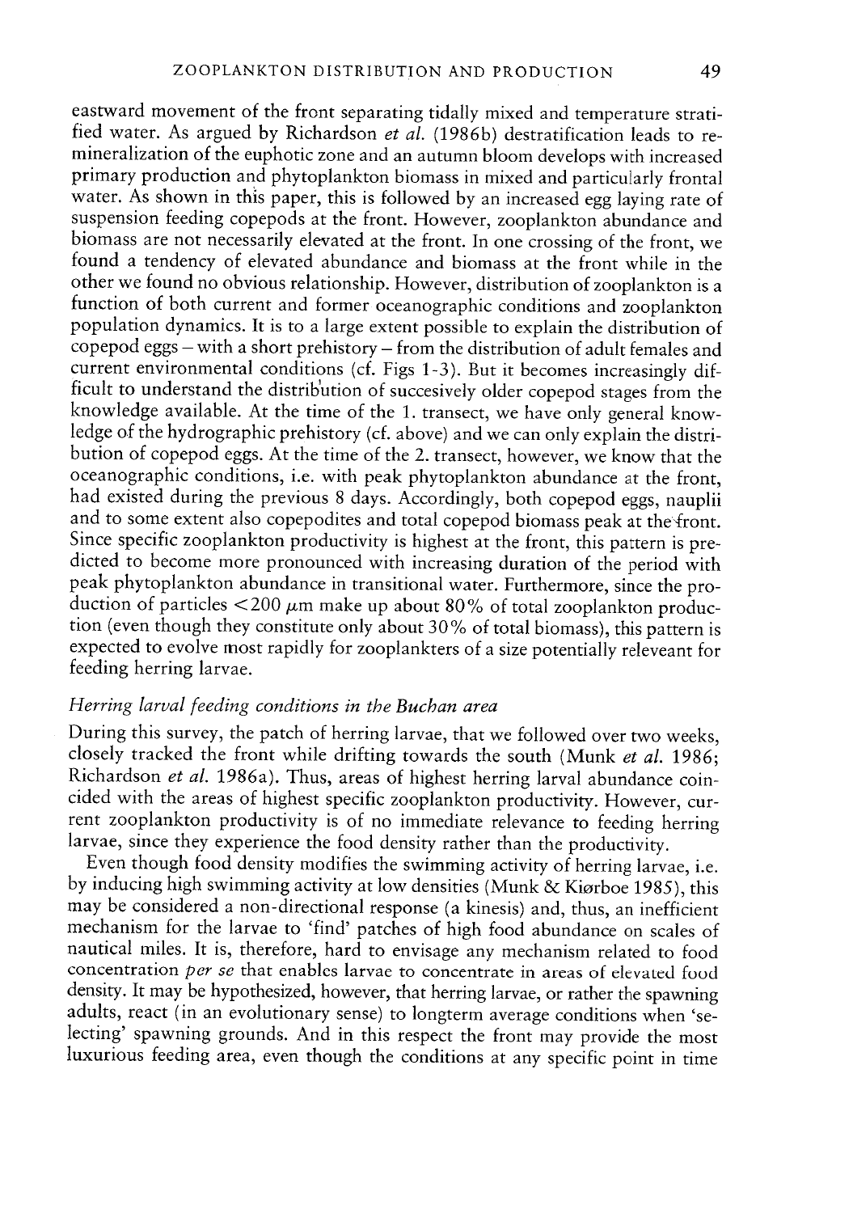eastward movement of the front separating tidally mixed and temperature stratified water. As argued by Richardson *et al.* (1986b) destratification leads to remineralization of the euphotic zone and an autumn bloom develops with increased primary production and phytoplankton biomass in mixed and particularly frontal water. As shown in this paper, this is followed by an increased egg laying rate of suspension feeding copepods at the front. However, zooplankton abundance and biomass are not necessarily elevated at the front. In one crossing of the front, we found a tendency of elevated abundance and biomass at the front while in the other we found no obvious relationship. However, distribution of zooplankton is a function of both current and former oceanographic conditions and zooplankton population dynamics. It is to a large extent possible to explain the distribution of copepod eggs – with a short prehistory – from the distribution of adult females and current environmental conditions (cf. Figs 1-3). But it becomes increasingly difficult to understand the distribution of succesively older copepod stages from the knowledge available. At the time of the 1. transect, we have only general knowledge of the hydrographic prehistory (cf. above) and we can only explain the distribution of copepod eggs. At the time of the 2. transect, however, we know that the oceanographic conditions, i.e. with peak phytoplankton abundance at the front, had existed during the previous 8 days. Accordingly, both copepod eggs, nauplii and to some extent also copepodites and total copepod biomass peak at the front. Since specific zooplankton productivity is highest at the front, this pattern is predicted to become more pronounced with increasing duration of the period with peak phytoplankton abundance in transitional water. Furthermore, since the production of particles $<200$ $\mu$m make up about 80% of total zooplankton production (even though they constitute only about 30% of total biomass), this pattern is expected to evolve most rapidly for zooplankters of a size potentially releveant for feeding herring larvae.

### *Herring larval feeding conditions in the Buchan area*

During this survey, the patch of herring larvae, that we followed over two weeks, closely tracked the front while drifting towards the south (Munk *et al.* 1986; Richardson *et al.* 1986a). Thus, areas of highest herring larval abundance coincided with the areas of highest specific zooplankton productivity. However, current zooplankton productivity is of no immediate relevance to feeding herring larvae, since they experience the food density rather than the productivity.

Even though food density modifies the swimming activity of herring larvae, i.e. by inducing high swimming activity at low densities (Munk & Kiørboe 1985), this may be considered a non-directional response (a kinesis) and, thus, an inefficient mechanism for the larvae to 'find' patches of high food abundance on scales of nautical miles. It is, therefore, hard to envisage any mechanism related to food concentration *per se* that enables larvae to concentrate in areas of elevated food density. It may be hypothesized, however, that herring larvae, or rather the spawning adults, react (in an evolutionary sense) to longterm average conditions when 'selecting' spawning grounds. And in this respect the front may provide the most luxurious feeding area, even though the conditions at any specific point in time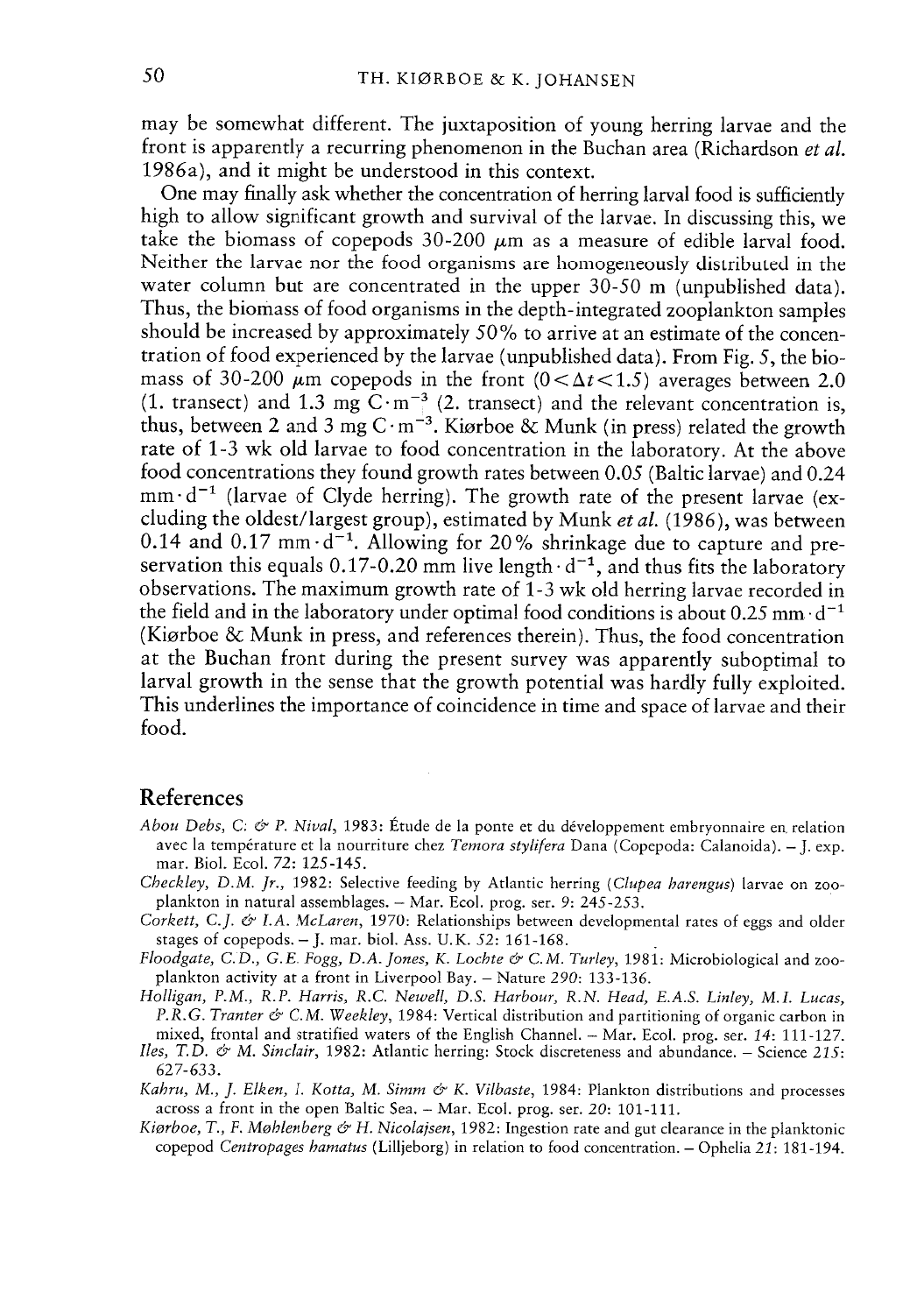may be somewhat different. The juxtaposition of young herring larvae and the front is apparently a recurring phenomenon in the Buchan area (Richardson *et al.* 1986a), and it might be understood in this context.

One may finally ask whether the concentration of herring larval food is sufficiently high to allow significant growth and survival of the larvae. In discussing this, we take the biomass of copepods 30-200 $\mu$m as a measure of edible larval food. Neither the larvae nor the food organisms are homogeneously distributed in the water column but are concentrated in the upper 30-50 m (unpublished data). Thus, the biomass of food organisms in the depth-integrated zooplankton samples should be increased by approximately 50% to arrive at an estimate of the concentration of food experienced by the larvae (unpublished data). From Fig. 5, the biomass of 30-200 $\mu$m copepods in the front ($0 < \Delta t < 1.5$) averages between 2.0 (1. transect) and 1.3 mg $C \cdot m^{-3}$ (2. transect) and the relevant concentration is, thus, between 2 and 3 mg $C \cdot m^{-3}$. Kiørboe & Munk (in press) related the growth rate of 1-3 wk old larvae to food concentration in the laboratory. At the above food concentrations they found growth rates between 0.05 (Baltic larvae) and 0.24 $mm \cdot d^{-1}$ (larvae of Clyde herring). The growth rate of the present larvae (excluding the oldest/largest group), estimated by Munk *et al.* (1986), was between 0.14 and 0.17 $mm \cdot d^{-1}$. Allowing for 20% shrinkage due to capture and preservation this equals 0.17-0.20 mm live length $\cdot d^{-1}$, and thus fits the laboratory observations. The maximum growth rate of 1-3 wk old herring larvae recorded in the field and in the laboratory under optimal food conditions is about 0.25 $mm \cdot d^{-1}$ (Kiørboe & Munk in press, and references therein). Thus, the food concentration at the Buchan front during the present survey was apparently suboptimal to larval growth in the sense that the growth potential was hardly fully exploited. This underlines the importance of coincidence in time and space of larvae and their food.

## References

*Abou Debs, C. & P. Nival*, 1983: Étude de la ponte et du développement embryonnaire en relation avec la température et la nourriture chez *Temora stylifera* Dana (Copepoda: Calanoida). – J. exp. mar. Biol. Ecol. *72*: 125-145.

*Checkley, D.M. Jr.*, 1982: Selective feeding by Atlantic herring (*Clupea harengus*) larvae on zooplankton in natural assemblages. – Mar. Ecol. prog. ser. *9*: 245-253.

*Corkett, C.J. & I.A. McLaren*, 1970: Relationships between developmental rates of eggs and older stages of copepods. – J. mar. biol. Ass. U.K. *52*: 161-168.

*Floodgate, C.D., G.E. Fogg, D.A. Jones, K. Lochte & C.M. Turley*, 1981: Microbiological and zooplankton activity at a front in Liverpool Bay. – Nature *290*: 133-136.

*Holligan, P.M., R.P. Harris, R.C. Newell, D.S. Harbour, R.N. Head, E.A.S. Linley, M.I. Lucas, P.R.G. Tranter & C.M. Weekley*, 1984: Vertical distribution and partitioning of organic carbon in mixed, frontal and stratified waters of the English Channel. – Mar. Ecol. prog. ser. *14*: 111-127.

*Iles, T.D. & M. Sinclair*, 1982: Atlantic herring: Stock discreteness and abundance. – Science *215*: 627-633.

*Kahru, M., J. Elken, I. Kotta, M. Simm & K. Vilbaste*, 1984: Plankton distributions and processes across a front in the open Baltic Sea. – Mar. Ecol. prog. ser. *20*: 101-111.

*Kiørboe, T., F. Møhlenberg & H. Nicolajsen*, 1982: Ingestion rate and gut clearance in the planktonic copepod *Centropages hamatus* (Lilljeborg) in relation to food concentration. – Ophelia *21*: 181-194.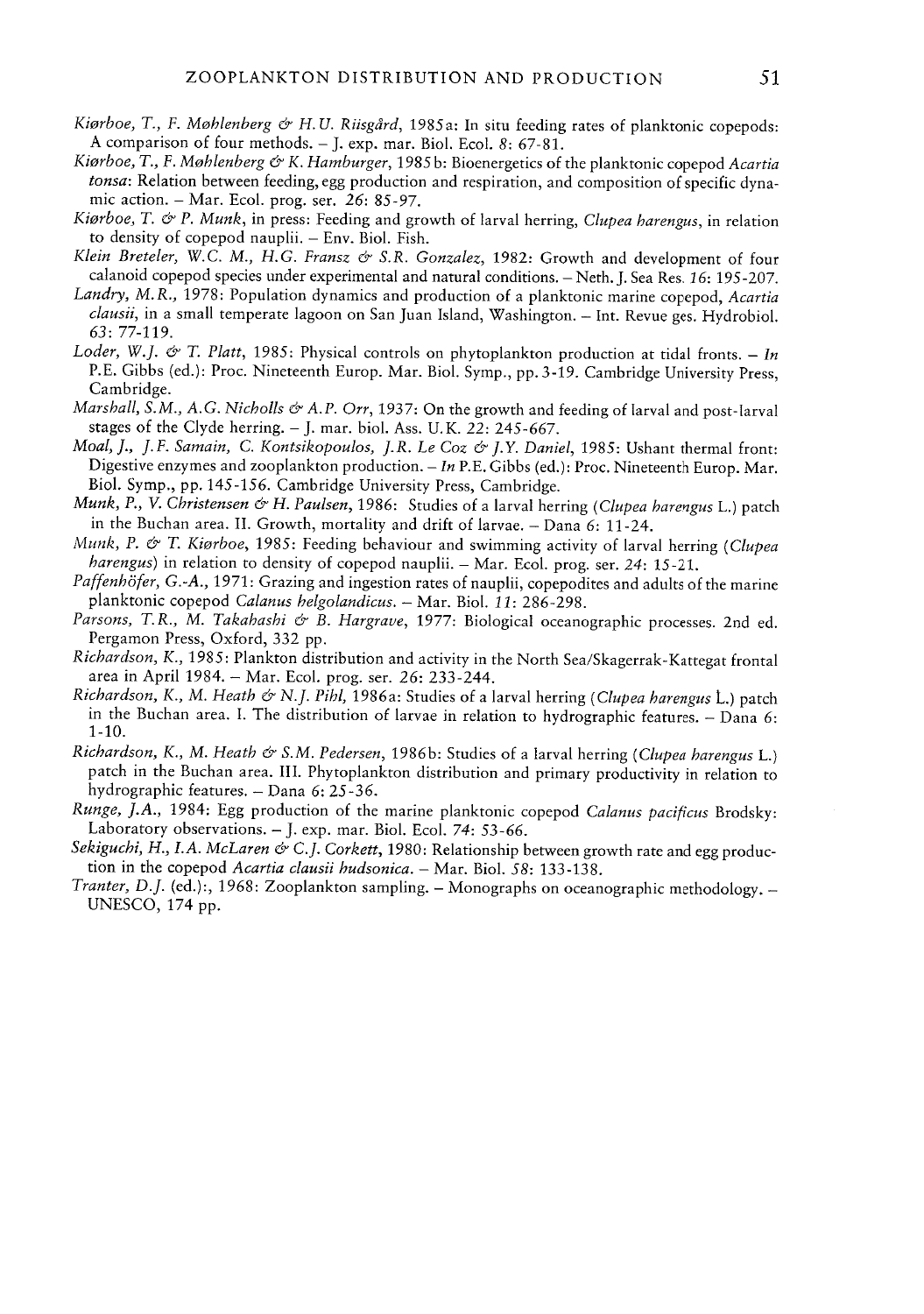*Kiørboe, T., F. Møhlenberg & H.U. Riisgård*, 1985a: In situ feeding rates of planktonic copepods: A comparison of four methods. – J. exp. mar. Biol. Ecol. *8*: 67-81.

*Kiørboe, T., F. Møhlenberg & K. Hamburger*, 1985b: Bioenergetics of the planktonic copepod *Acartia tonsa*: Relation between feeding, egg production and respiration, and composition of specific dynamic action. – Mar. Ecol. prog. ser. *26*: 85-97.

*Kiørboe, T. & P. Munk*, in press: Feeding and growth of larval herring, *Clupea harengus*, in relation to density of copepod nauplii. – Env. Biol. Fish.

*Klein Breteler, W.C. M., H.G. Fransz & S.R. Gonzalez*, 1982: Growth and development of four calanoid copepod species under experimental and natural conditions. – Neth. J. Sea Res. *16*: 195-207.

*Landry, M.R.*, 1978: Population dynamics and production of a planktonic marine copepod, *Acartia clausii*, in a small temperate lagoon on San Juan Island, Washington. – Int. Revue ges. Hydrobiol. *63*: 77-119.

*Loder, W.J. & T. Platt*, 1985: Physical controls on phytoplankton production at tidal fronts. – *In* P.E. Gibbs (ed.): Proc. Nineteenth Europ. Mar. Biol. Symp., pp. 3-19. Cambridge University Press, Cambridge.

*Marshall, S.M., A.G. Nicholls & A.P. Orr*, 1937: On the growth and feeding of larval and post-larval stages of the Clyde herring. – J. mar. biol. Ass. U.K. *22*: 245-667.

*Moal, J., J.F. Samain, C. Kontsikopoulos, J.R. Le Coz & J.Y. Daniel*, 1985: Ushant thermal front: Digestive enzymes and zooplankton production. – *In* P.E. Gibbs (ed.): Proc. Nineteenth Europ. Mar. Biol. Symp., pp. 145-156. Cambridge University Press, Cambridge.

*Munk, P., V. Christensen & H. Paulsen*, 1986: Studies of a larval herring (*Clupea harengus* L.) patch in the Buchan area. II. Growth, mortality and drift of larvae. – Dana *6*: 11-24.

*Munk, P. & T. Kiørboe*, 1985: Feeding behaviour and swimming activity of larval herring (*Clupea harengus*) in relation to density of copepod nauplii. – Mar. Ecol. prog. ser. *24*: 15-21.

*Paffenhöfer, G.-A.*, 1971: Grazing and ingestion rates of nauplii, copepodites and adults of the marine planktonic copepod *Calanus helgolandicus*. – Mar. Biol. *11*: 286-298.

*Parsons, T.R., M. Takahashi & B. Hargrave*, 1977: Biological oceanographic processes. 2nd ed. Pergamon Press, Oxford, 332 pp.

*Richardson, K.*, 1985: Plankton distribution and activity in the North Sea/Skagerrak-Kattegat frontal area in April 1984. – Mar. Ecol. prog. ser. *26*: 233-244.

*Richardson, K., M. Heath & N.J. Pihl*, 1986a: Studies of a larval herring (*Clupea harengus* L.) patch in the Buchan area. I. The distribution of larvae in relation to hydrographic features. – Dana *6*: 1-10.

*Richardson, K., M. Heath & S.M. Pedersen*, 1986b: Studies of a larval herring (*Clupea harengus* L.) patch in the Buchan area. III. Phytoplankton distribution and primary productivity in relation to hydrographic features. – Dana *6*: 25-36.

*Runge, J.A.*, 1984: Egg production of the marine planktonic copepod *Calanus pacificus* Brodsky: Laboratory observations. – J. exp. mar. Biol. Ecol. *74*: 53-66.

*Sekiguchi, H., I.A. McLaren & C.J. Corkett*, 1980: Relationship between growth rate and egg production in the copepod *Acartia clausii hudsonica*. – Mar. Biol. *58*: 133-138.

*Tranter, D.J.* (ed.):, 1968: Zooplankton sampling. – Monographs on oceanographic methodology. – UNESCO, 174 pp.